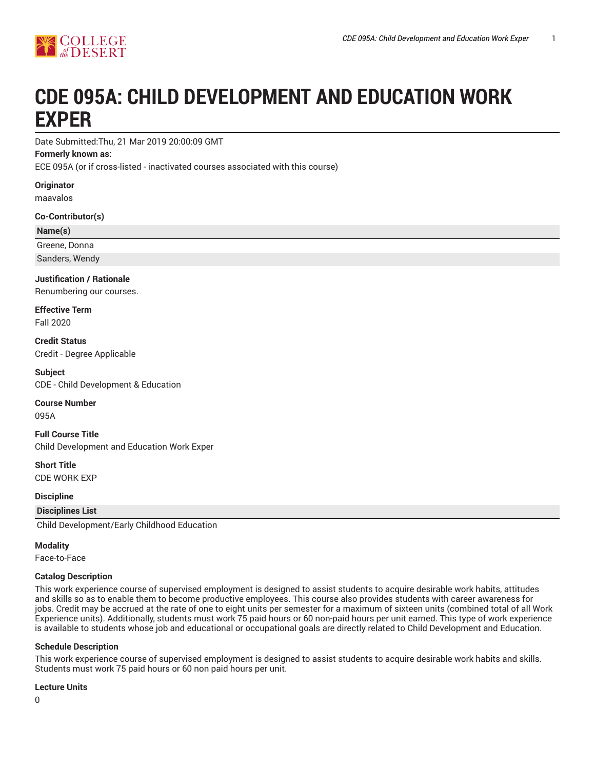# CDE 095A: CHILD DEVELOPMENT AND EDUCATION WORK EXPER

Date Submitted:Thu, 21 Mar 2019 20:00:09 GMT

**Formerly known as:**

ECE 095A (or if cross-listed - inactivated courses associated with this course)

**Originator**

maavalos

**Co-Contributor(s)**

| Name(s) |
| --- |
| Greene, Donna |
| Sanders, Wendy |

**Justification / Rationale**

Renumbering our courses.

**Effective Term**

Fall 2020

**Credit Status**

Credit - Degree Applicable

**Subject**

CDE - Child Development & Education

**Course Number**

095A

**Full Course Title**

Child Development and Education Work Exper

**Short Title**

CDE WORK EXP

**Discipline**

| Disciplines List |
| --- |
| Child Development/Early Childhood Education |

**Modality**

Face-to-Face

**Catalog Description**

This work experience course of supervised employment is designed to assist students to acquire desirable work habits, attitudes and skills so as to enable them to become productive employees. This course also provides students with career awareness for jobs. Credit may be accrued at the rate of one to eight units per semester for a maximum of sixteen units (combined total of all Work Experience units). Additionally, students must work 75 paid hours or 60 non-paid hours per unit earned. This type of work experience is available to students whose job and educational or occupational goals are directly related to Child Development and Education.

**Schedule Description**

This work experience course of supervised employment is designed to assist students to acquire desirable work habits and skills. Students must work 75 paid hours or 60 non paid hours per unit.

**Lecture Units**

0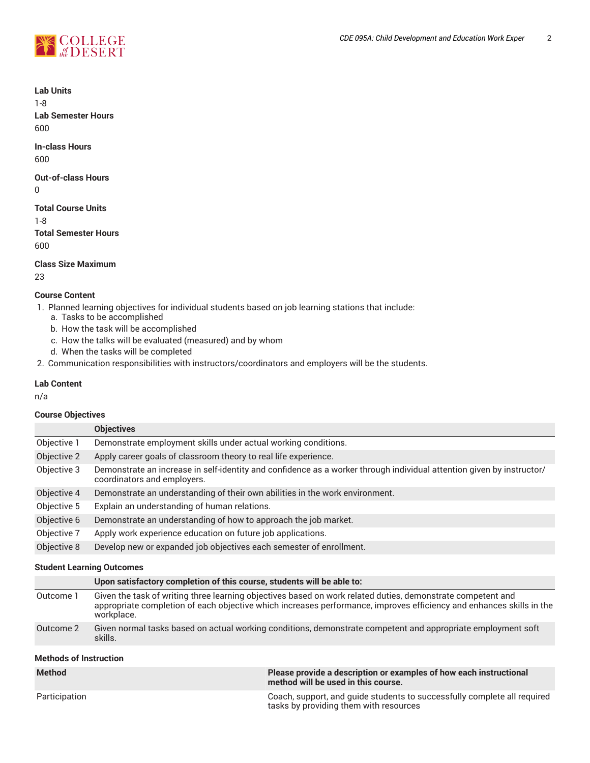**Lab Units**

1-8

**Lab Semester Hours**

600

**In-class Hours**

600

**Out-of-class Hours**

0

**Total Course Units**

1-8

**Total Semester Hours**

600

**Class Size Maximum**

23

**Course Content**

1. Planned learning objectives for individual students based on job learning stations that include:
   a. Tasks to be accomplished
   b. How the task will be accomplished
   c. How the talks will be evaluated (measured) and by whom
   d. When the tasks will be completed
2. Communication responsibilities with instructors/coordinators and employers will be the students.

**Lab Content**

n/a

**Course Objectives**

| | Objectives |
|---|---|
| Objective 1 | Demonstrate employment skills under actual working conditions. |
| Objective 2 | Apply career goals of classroom theory to real life experience. |
| Objective 3 | Demonstrate an increase in self-identity and confidence as a worker through individual attention given by instructor/ coordinators and employers. |
| Objective 4 | Demonstrate an understanding of their own abilities in the work environment. |
| Objective 5 | Explain an understanding of human relations. |
| Objective 6 | Demonstrate an understanding of how to approach the job market. |
| Objective 7 | Apply work experience education on future job applications. |
| Objective 8 | Develop new or expanded job objectives each semester of enrollment. |

**Student Learning Outcomes**

| | Upon satisfactory completion of this course, students will be able to: |
|---|---|
| Outcome 1 | Given the task of writing three learning objectives based on work related duties, demonstrate competent and appropriate completion of each objective which increases performance, improves efficiency and enhances skills in the workplace. |
| Outcome 2 | Given normal tasks based on actual working conditions, demonstrate competent and appropriate employment soft skills. |

**Methods of Instruction**

| Method | Please provide a description or examples of how each instructional method will be used in this course. |
|---|---|
| Participation | Coach, support, and guide students to successfully complete all required tasks by providing them with resources |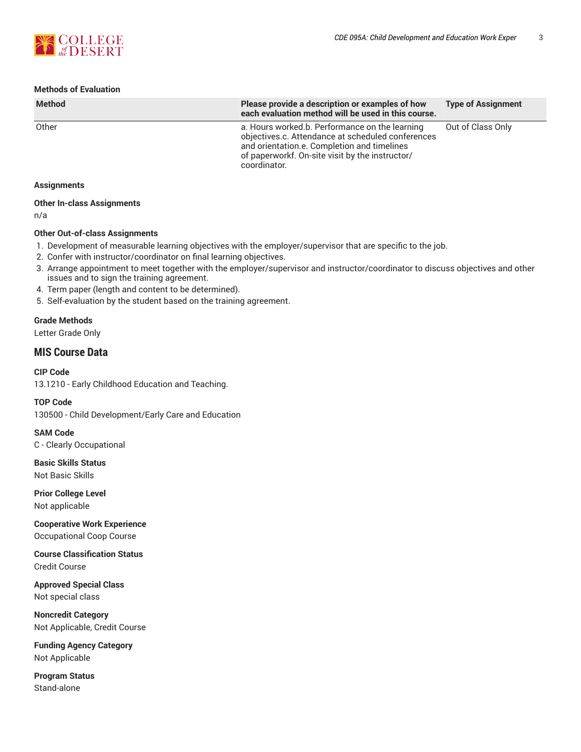#### Methods of Evaluation

| Method | Please provide a description or examples of how each evaluation method will be used in this course. | Type of Assignment |
| --- | --- | --- |
| Other | a. Hours worked.b. Performance on the learning objectives.c. Attendance at scheduled conferences and orientation.e. Completion and timelines of paperworkf. On-site visit by the instructor/ coordinator. | Out of Class Only |

#### Assignments

**Other In-class Assignments**

n/a

**Other Out-of-class Assignments**

1. Development of measurable learning objectives with the employer/supervisor that are specific to the job.
2. Confer with instructor/coordinator on final learning objectives.
3. Arrange appointment to meet together with the employer/supervisor and instructor/coordinator to discuss objectives and other issues and to sign the training agreement.
4. Term paper (length and content to be determined).
5. Self-evaluation by the student based on the training agreement.

#### Grade Methods

Letter Grade Only

## MIS Course Data

**CIP Code**

13.1210 - Early Childhood Education and Teaching.

**TOP Code**

130500 - Child Development/Early Care and Education

**SAM Code**

C - Clearly Occupational

**Basic Skills Status**

Not Basic Skills

**Prior College Level**

Not applicable

**Cooperative Work Experience**

Occupational Coop Course

**Course Classification Status**

Credit Course

**Approved Special Class**

Not special class

**Noncredit Category**

Not Applicable, Credit Course

**Funding Agency Category**

Not Applicable

**Program Status**

Stand-alone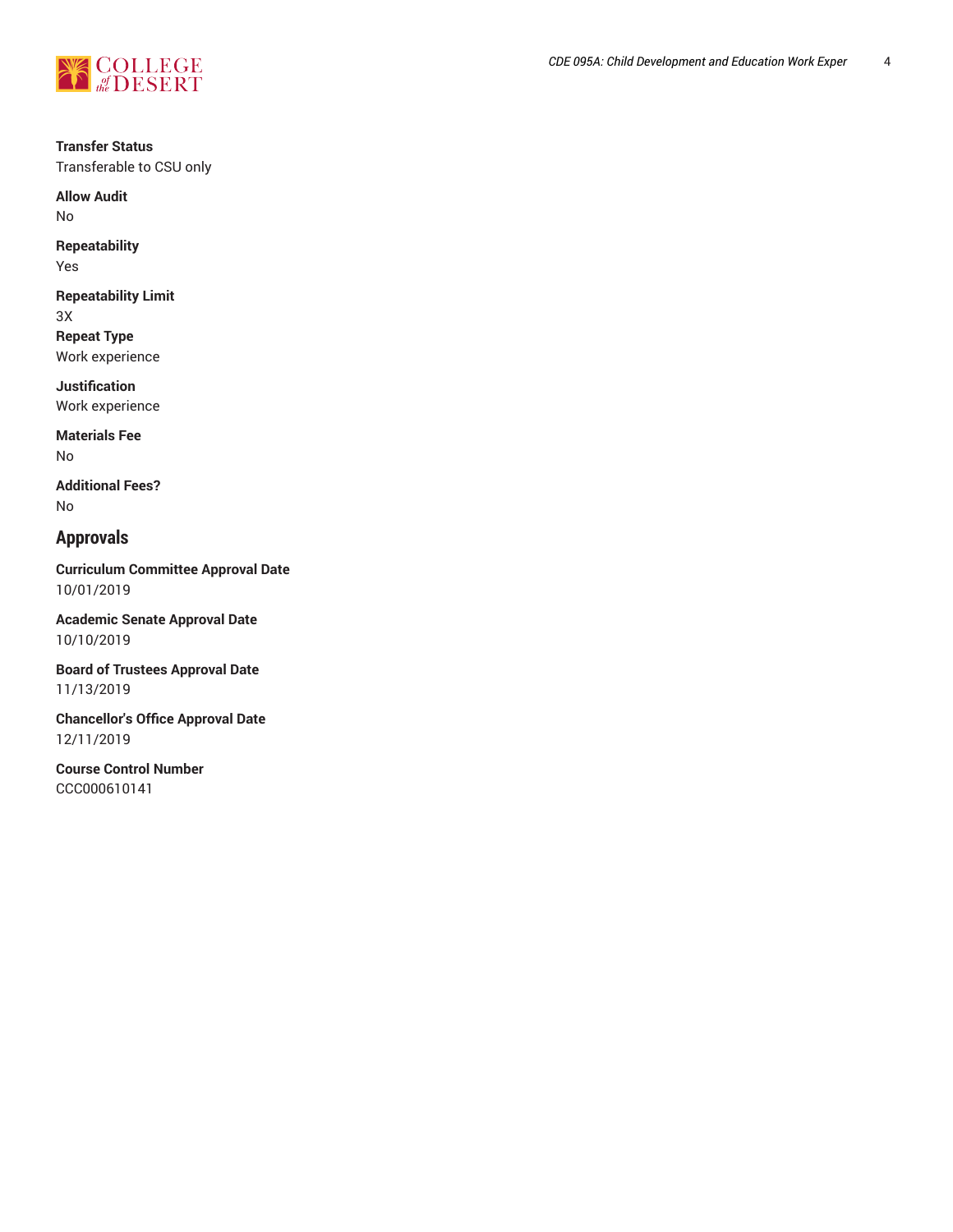**Transfer Status**
Transferable to CSU only

**Allow Audit**
No

**Repeatability**
Yes

**Repeatability Limit**
3X

**Repeat Type**
Work experience

**Justification**
Work experience

**Materials Fee**
No

**Additional Fees?**
No

## Approvals

**Curriculum Committee Approval Date**
10/01/2019

**Academic Senate Approval Date**
10/10/2019

**Board of Trustees Approval Date**
11/13/2019

**Chancellor's Office Approval Date**
12/11/2019

**Course Control Number**
CCC000610141